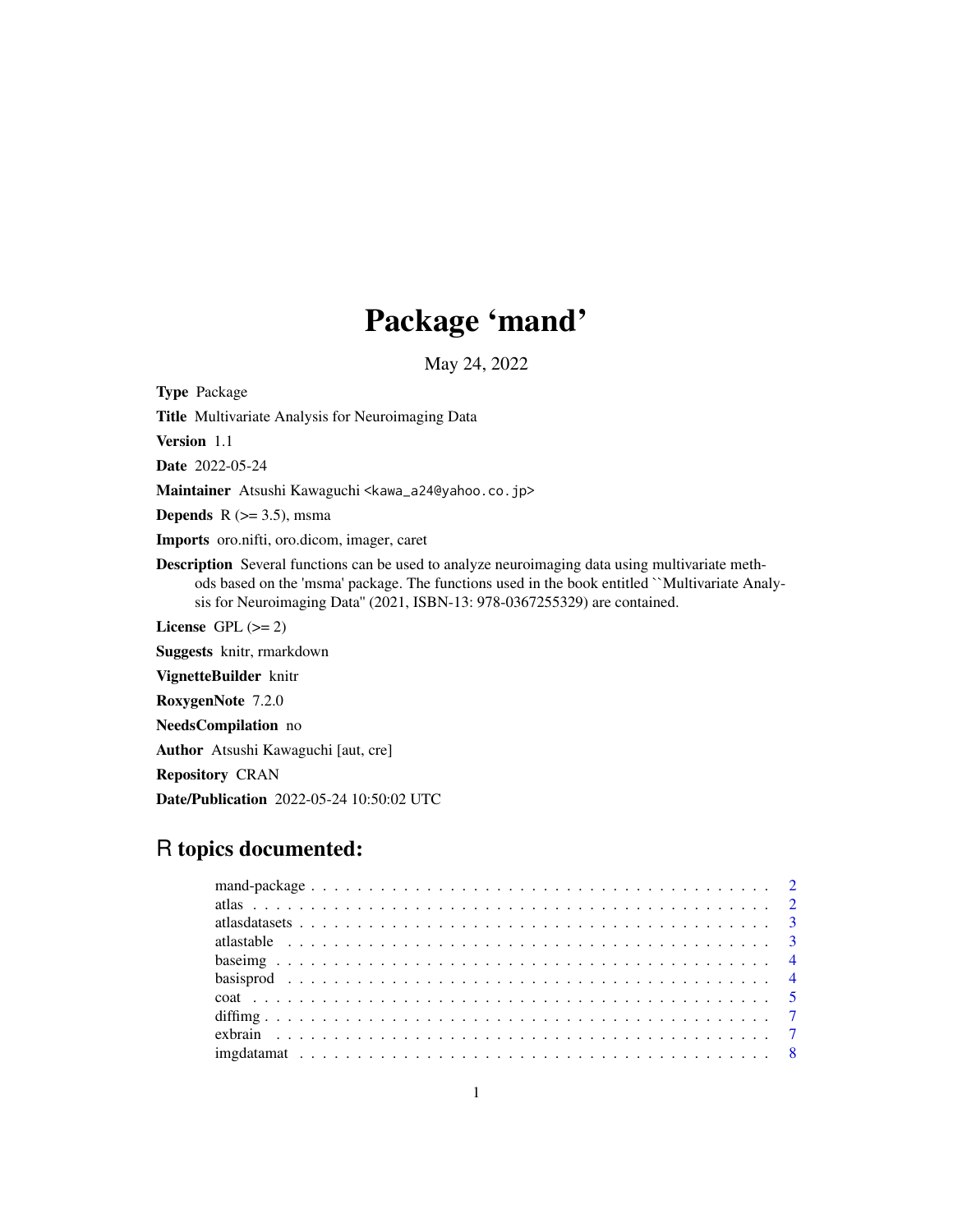# Package 'mand'

May 24, 2022

**Type** Package

**Title** Multivariate Analysis for Neuroimaging Data

**Version** 1.1

**Date** 2022-05-24

**Maintainer** Atsushi Kawaguchi <kawa_a24@yahoo.co.jp>

**Depends** R (>= 3.5), msma

**Imports** oro.nifti, oro.dicom, imager, caret

**Description** Several functions can be used to analyze neuroimaging data using multivariate methods based on the 'msma' package. The functions used in the book entitled ``Multivariate Analysis for Neuroimaging Data'' (2021, ISBN-13: 978-0367255329) are contained.

**License** GPL (>= 2)

**Suggests** knitr, rmarkdown

**VignetteBuilder** knitr

**RoxygenNote** 7.2.0

**NeedsCompilation** no

**Author** Atsushi Kawaguchi [aut, cre]

**Repository** CRAN

**Date/Publication** 2022-05-24 10:50:02 UTC

## R topics documented:

- mand-package . . . . . . . . . . . . . . . . . . . . . . . . . . . . . . . . . . . . . . . . 2
- atlas . . . . . . . . . . . . . . . . . . . . . . . . . . . . . . . . . . . . . . . . . . . . . 2
- atlasdatasets . . . . . . . . . . . . . . . . . . . . . . . . . . . . . . . . . . . . . . . . 3
- atlastable . . . . . . . . . . . . . . . . . . . . . . . . . . . . . . . . . . . . . . . . . . 3
- baseimg . . . . . . . . . . . . . . . . . . . . . . . . . . . . . . . . . . . . . . . . . . . 4
- basisprod . . . . . . . . . . . . . . . . . . . . . . . . . . . . . . . . . . . . . . . . . . 4
- coat . . . . . . . . . . . . . . . . . . . . . . . . . . . . . . . . . . . . . . . . . . . . . 5
- diffimg . . . . . . . . . . . . . . . . . . . . . . . . . . . . . . . . . . . . . . . . . . . 7
- exbrain . . . . . . . . . . . . . . . . . . . . . . . . . . . . . . . . . . . . . . . . . . . 7
- imgdatamat . . . . . . . . . . . . . . . . . . . . . . . . . . . . . . . . . . . . . . . . . 8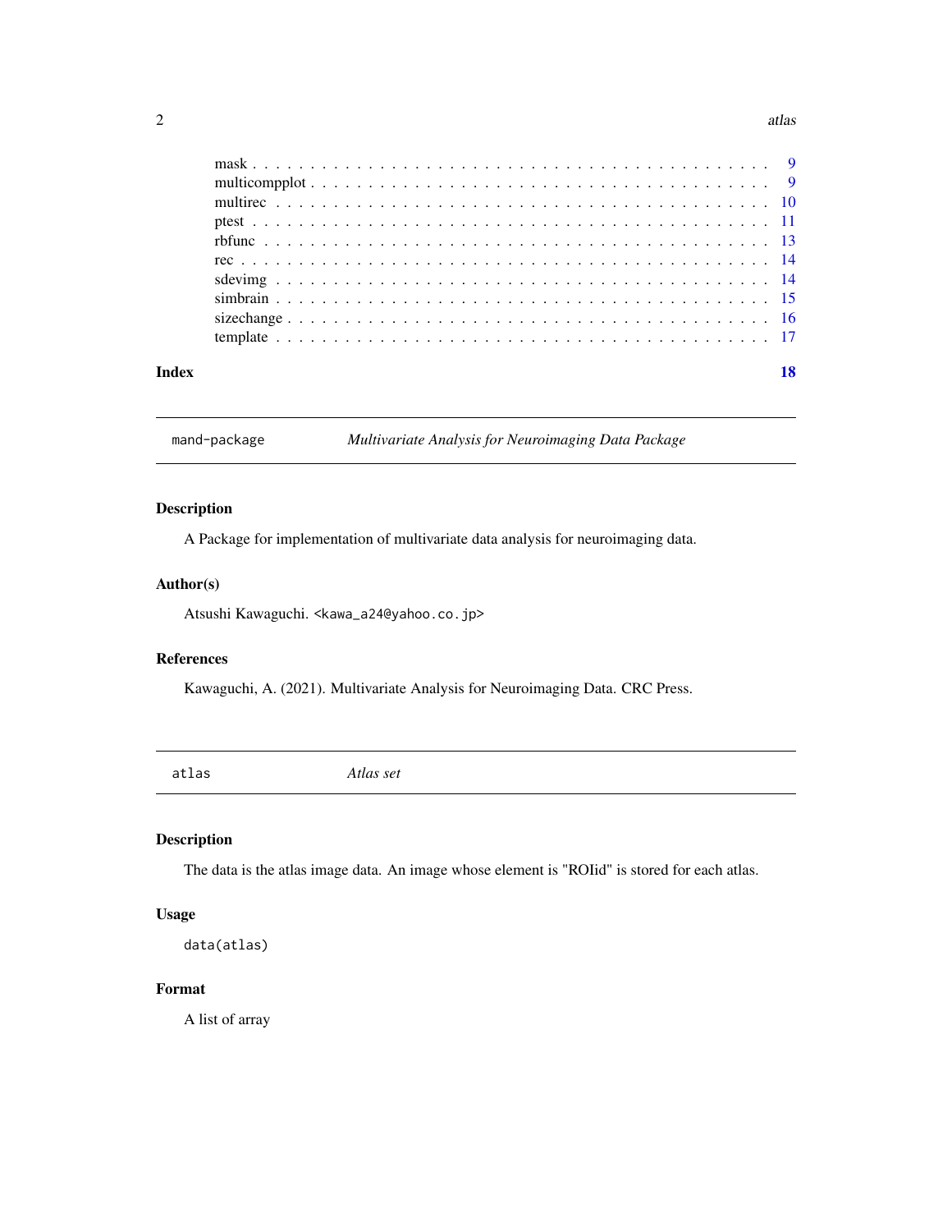mask . . . . . . . . . . . . . . . . . . . . . . . . . . . . . . . . . . . . . . . . 9
multicompplot . . . . . . . . . . . . . . . . . . . . . . . . . . . . . . . . . . . . 9
multirec . . . . . . . . . . . . . . . . . . . . . . . . . . . . . . . . . . . . . . 10
ptest . . . . . . . . . . . . . . . . . . . . . . . . . . . . . . . . . . . . . . . . 11
rbfunc . . . . . . . . . . . . . . . . . . . . . . . . . . . . . . . . . . . . . . . 13
rec . . . . . . . . . . . . . . . . . . . . . . . . . . . . . . . . . . . . . . . . . 14
sdevimg . . . . . . . . . . . . . . . . . . . . . . . . . . . . . . . . . . . . . . 14
simbrain . . . . . . . . . . . . . . . . . . . . . . . . . . . . . . . . . . . . . . 15
sizechange . . . . . . . . . . . . . . . . . . . . . . . . . . . . . . . . . . . . . 16
template . . . . . . . . . . . . . . . . . . . . . . . . . . . . . . . . . . . . . . 17

**Index** **18**

---

## mand-package — *Multivariate Analysis for Neuroimaging Data Package*

### Description

A Package for implementation of multivariate data analysis for neuroimaging data.

### Author(s)

Atsushi Kawaguchi. <kawa_a24@yahoo.co.jp>

### References

Kawaguchi, A. (2021). Multivariate Analysis for Neuroimaging Data. CRC Press.

---

## atlas — *Atlas set*

### Description

The data is the atlas image data. An image whose element is "ROIid" is stored for each atlas.

### Usage

```
data(atlas)
```

### Format

A list of array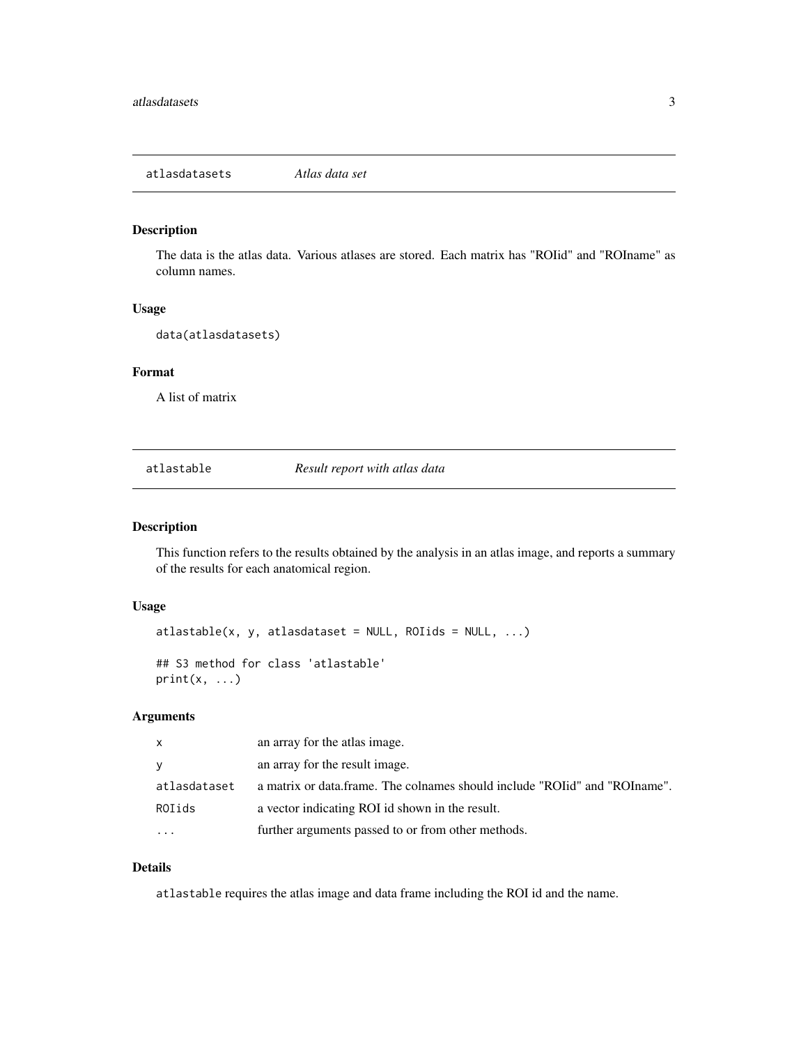## atlasdatasets — *Atlas data set*

### Description

The data is the atlas data. Various atlases are stored. Each matrix has "ROIid" and "ROIname" as column names.

### Usage

```
data(atlasdatasets)
```

### Format

A list of matrix

## atlastable — *Result report with atlas data*

### Description

This function refers to the results obtained by the analysis in an atlas image, and reports a summary of the results for each anatomical region.

### Usage

```
atlastable(x, y, atlasdataset = NULL, ROIids = NULL, ...)

## S3 method for class 'atlastable'
print(x, ...)
```

### Arguments

| | |
|---|---|
| `x` | an array for the atlas image. |
| `y` | an array for the result image. |
| `atlasdataset` | a matrix or data.frame. The colnames should include "ROIid" and "ROIname". |
| `ROIids` | a vector indicating ROI id shown in the result. |
| `...` | further arguments passed to or from other methods. |

### Details

`atlastable` requires the atlas image and data frame including the ROI id and the name.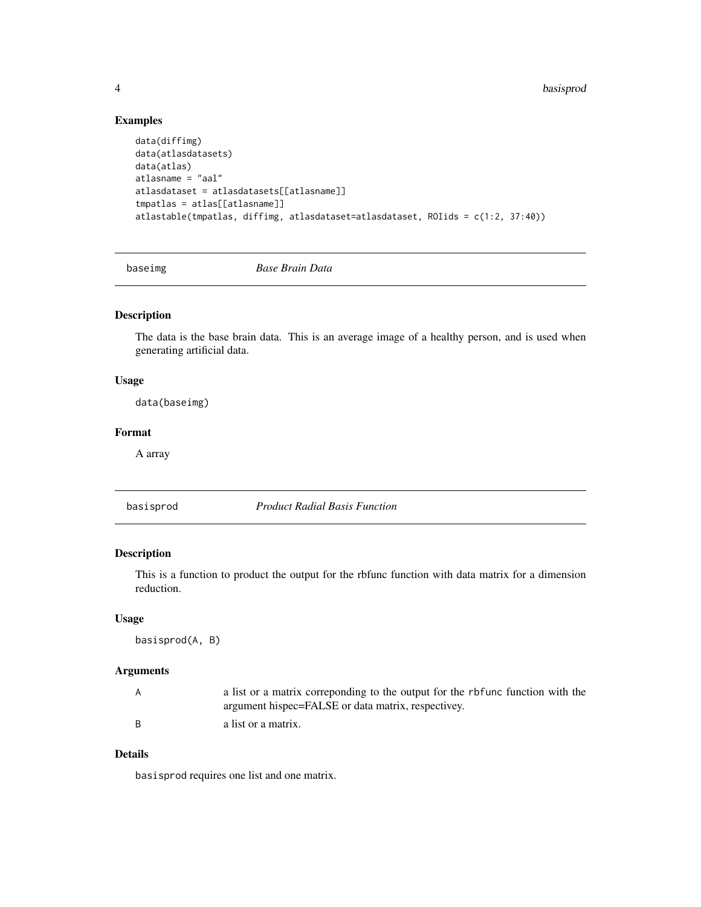## Examples

```
data(diffimg)
data(atlasdatasets)
data(atlas)
atlasname = "aal"
atlasdataset = atlasdatasets[[atlasname]]
tmpatlas = atlas[[atlasname]]
atlastable(tmpatlas, diffimg, atlasdataset=atlasdataset, ROIids = c(1:2, 37:40))
```

---

# baseimg *Base Brain Data*

## Description

The data is the base brain data. This is an average image of a healthy person, and is used when generating artificial data.

## Usage

```
data(baseimg)
```

## Format

A array

---

# basisprod *Product Radial Basis Function*

## Description

This is a function to product the output for the rbfunc function with data matrix for a dimension reduction.

## Usage

```
basisprod(A, B)
```

## Arguments

| | |
|---|---|
| A | a list or a matrix correponding to the output for the `rbfunc` function with the argument hispec=FALSE or data matrix, respectivey. |
| B | a list or a matrix. |

## Details

`basisprod` requires one list and one matrix.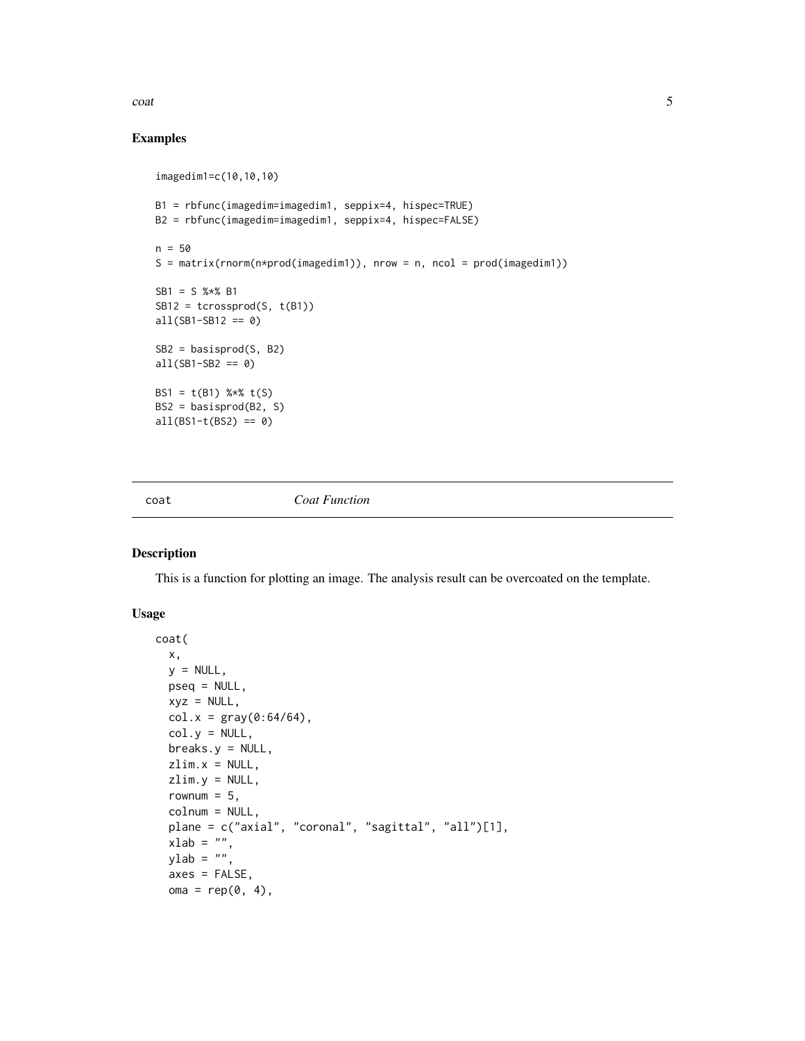## Examples

```
imagedim1=c(10,10,10)

B1 = rbfunc(imagedim=imagedim1, seppix=4, hispec=TRUE)
B2 = rbfunc(imagedim=imagedim1, seppix=4, hispec=FALSE)

n = 50
S = matrix(rnorm(n*prod(imagedim1)), nrow = n, ncol = prod(imagedim1))

SB1 = S %*% B1
SB12 = tcrossprod(S, t(B1))
all(SB1-SB12 == 0)

SB2 = basisprod(S, B2)
all(SB1-SB2 == 0)

BS1 = t(B1) %*% t(S)
BS2 = basisprod(B2, S)
all(BS1-t(BS2) == 0)
```

---

coat *Coat Function*

---

## Description

This is a function for plotting an image. The analysis result can be overcoated on the template.

## Usage

```
coat(
  x,
  y = NULL,
  pseq = NULL,
  xyz = NULL,
  col.x = gray(0:64/64),
  col.y = NULL,
  breaks.y = NULL,
  zlim.x = NULL,
  zlim.y = NULL,
  rownum = 5,
  colnum = NULL,
  plane = c("axial", "coronal", "sagittal", "all")[1],
  xlab = "",
  ylab = "",
  axes = FALSE,
  oma = rep(0, 4),
```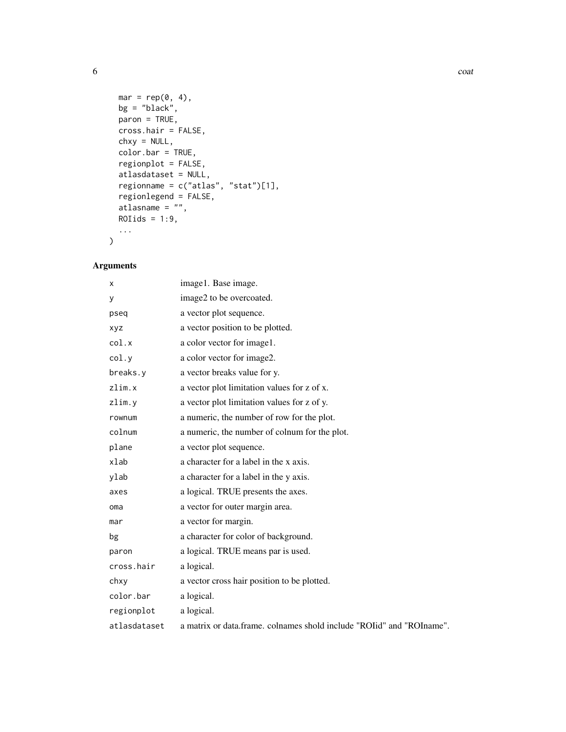```
  mar = rep(0, 4),
  bg = "black",
  paron = TRUE,
  cross.hair = FALSE,
  chxy = NULL,
  color.bar = TRUE,
  regionplot = FALSE,
  atlasdataset = NULL,
  regionname = c("atlas", "stat")[1],
  regionlegend = FALSE,
  atlasname = "",
  ROIids = 1:9,
  ...
)
```

## Arguments

| | |
|---|---|
| `x` | image1. Base image. |
| `y` | image2 to be overcoated. |
| `pseq` | a vector plot sequence. |
| `xyz` | a vector position to be plotted. |
| `col.x` | a color vector for image1. |
| `col.y` | a color vector for image2. |
| `breaks.y` | a vector breaks value for y. |
| `zlim.x` | a vector plot limitation values for z of x. |
| `zlim.y` | a vector plot limitation values for z of y. |
| `rownum` | a numeric, the number of row for the plot. |
| `colnum` | a numeric, the number of colnum for the plot. |
| `plane` | a vector plot sequence. |
| `xlab` | a character for a label in the x axis. |
| `ylab` | a character for a label in the y axis. |
| `axes` | a logical. TRUE presents the axes. |
| `oma` | a vector for outer margin area. |
| `mar` | a vector for margin. |
| `bg` | a character for color of background. |
| `paron` | a logical. TRUE means par is used. |
| `cross.hair` | a logical. |
| `chxy` | a vector cross hair position to be plotted. |
| `color.bar` | a logical. |
| `regionplot` | a logical. |
| `atlasdataset` | a matrix or data.frame. colnames shold include "ROIid" and "ROIname". |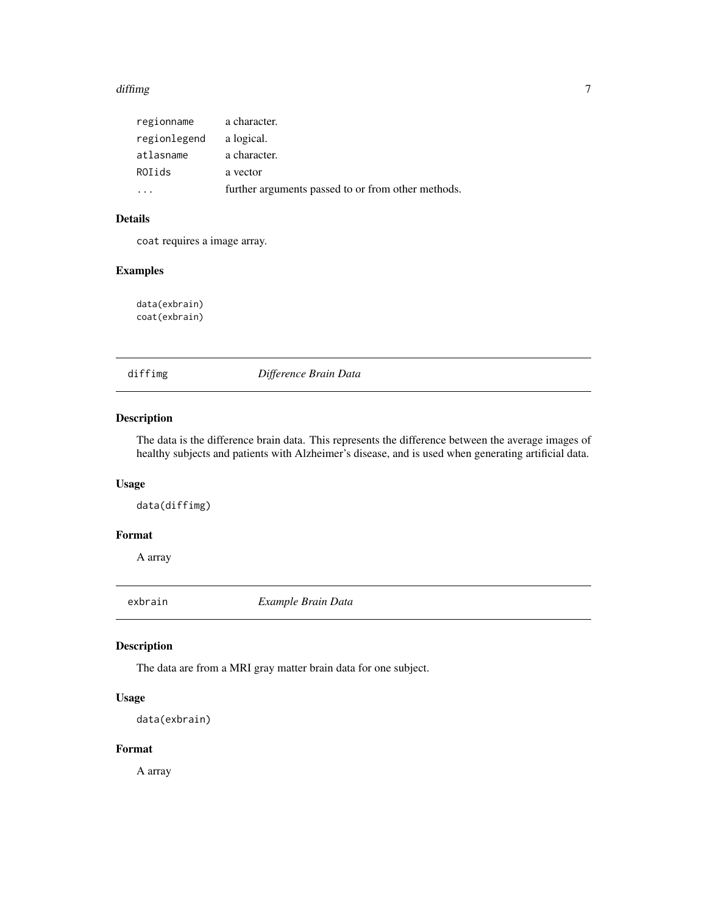| | |
|---|---|
| `regionname` | a character. |
| `regionlegend` | a logical. |
| `atlasname` | a character. |
| `ROIids` | a vector |
| `...` | further arguments passed to or from other methods. |

### Details

`coat` requires a image array.

### Examples

```
data(exbrain)
coat(exbrain)
```

---

## `diffimg` *Difference Brain Data*

---

### Description

The data is the difference brain data. This represents the difference between the average images of healthy subjects and patients with Alzheimer's disease, and is used when generating artificial data.

### Usage

```
data(diffimg)
```

### Format

A array

---

## `exbrain` *Example Brain Data*

---

### Description

The data are from a MRI gray matter brain data for one subject.

### Usage

```
data(exbrain)
```

### Format

A array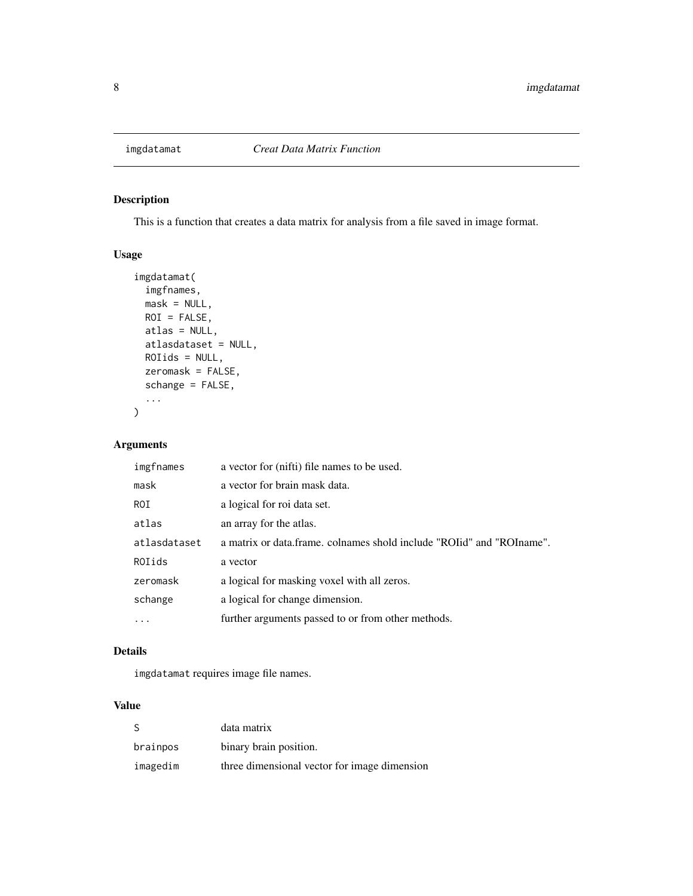# imgdatamat *Creat Data Matrix Function*

## Description

This is a function that creates a data matrix for analysis from a file saved in image format.

## Usage

```
imgdatamat(
  imgfnames,
  mask = NULL,
  ROI = FALSE,
  atlas = NULL,
  atlasdataset = NULL,
  ROIids = NULL,
  zeromask = FALSE,
  schange = FALSE,
  ...
)
```

## Arguments

| | |
|---|---|
| imgfnames | a vector for (nifti) file names to be used. |
| mask | a vector for brain mask data. |
| ROI | a logical for roi data set. |
| atlas | an array for the atlas. |
| atlasdataset | a matrix or data.frame. colnames shold include "ROIid" and "ROIname". |
| ROIids | a vector |
| zeromask | a logical for masking voxel with all zeros. |
| schange | a logical for change dimension. |
| ... | further arguments passed to or from other methods. |

## Details

`imgdatamat` requires image file names.

## Value

| | |
|---|---|
| S | data matrix |
| brainpos | binary brain position. |
| imagedim | three dimensional vector for image dimension |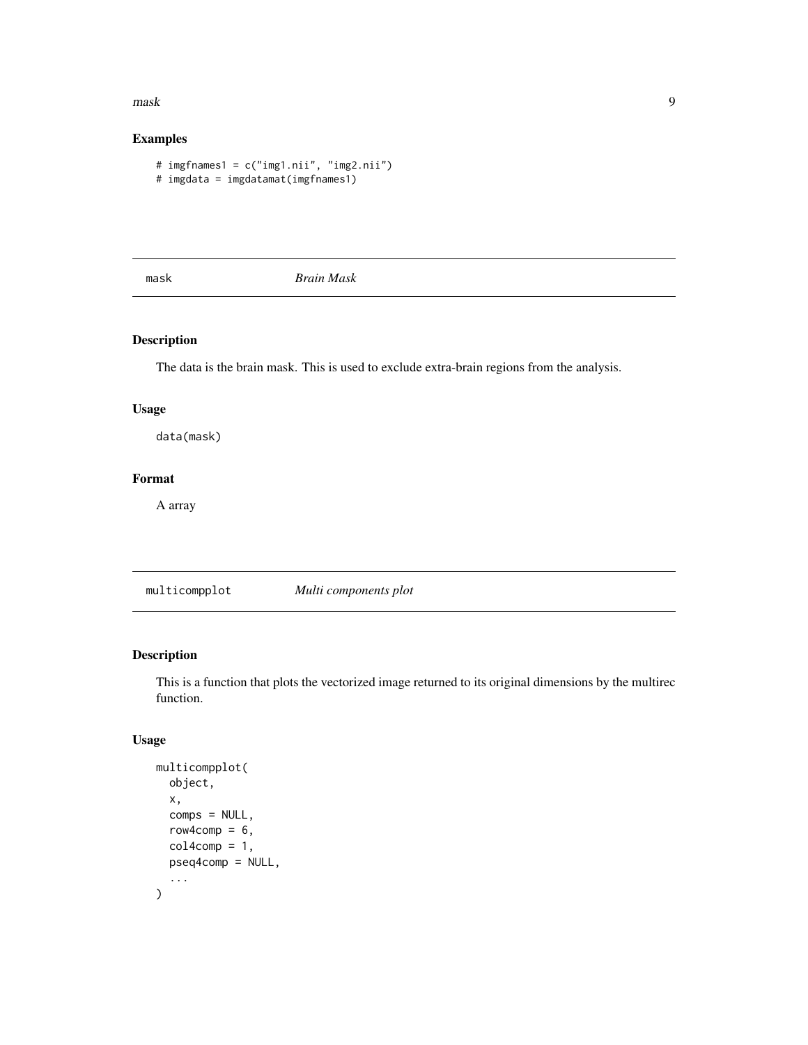## Examples

```
# imgfnames1 = c("img1.nii", "img2.nii")
# imgdata = imgdatamat(imgfnames1)
```

---

# mask — *Brain Mask*

## Description

The data is the brain mask. This is used to exclude extra-brain regions from the analysis.

## Usage

```
data(mask)
```

## Format

A array

---

# multicompplot — *Multi components plot*

## Description

This is a function that plots the vectorized image returned to its original dimensions by the multirec function.

## Usage

```
multicompplot(
  object,
  x,
  comps = NULL,
  row4comp = 6,
  col4comp = 1,
  pseq4comp = NULL,
  ...
)
```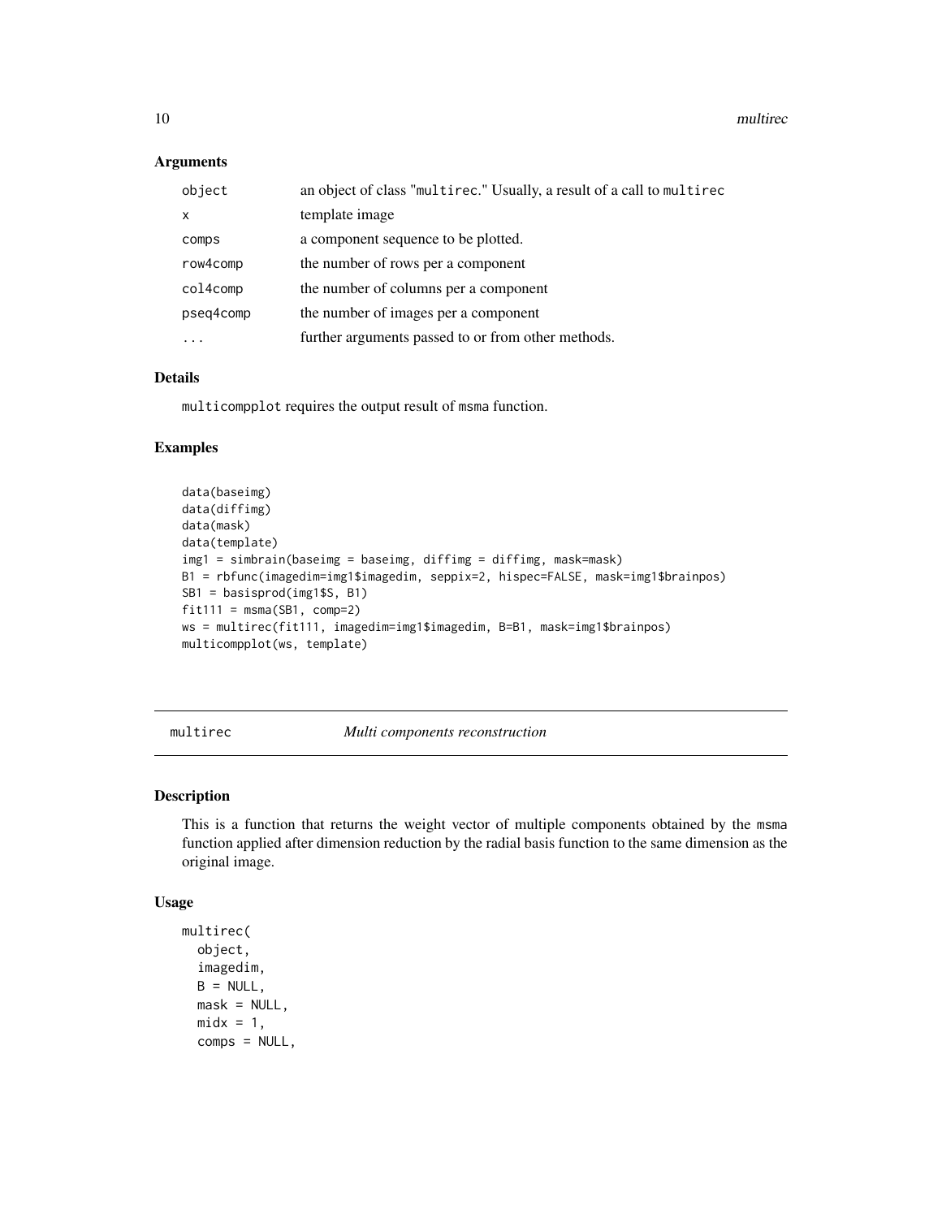## Arguments

| | |
|---|---|
| object | an object of class "multirec." Usually, a result of a call to multirec |
| x | template image |
| comps | a component sequence to be plotted. |
| row4comp | the number of rows per a component |
| col4comp | the number of columns per a component |
| pseq4comp | the number of images per a component |
| ... | further arguments passed to or from other methods. |

## Details

multicompplot requires the output result of msma function.

## Examples

```
data(baseimg)
data(diffimg)
data(mask)
data(template)
img1 = simbrain(baseimg = baseimg, diffimg = diffimg, mask=mask)
B1 = rbfunc(imagedim=img1$imagedim, seppix=2, hispec=FALSE, mask=img1$brainpos)
SB1 = basisprod(img1$S, B1)
fit111 = msma(SB1, comp=2)
ws = multirec(fit111, imagedim=img1$imagedim, B=B1, mask=img1$brainpos)
multicompplot(ws, template)
```

---

# multirec — *Multi components reconstruction*

## Description

This is a function that returns the weight vector of multiple components obtained by the msma function applied after dimension reduction by the radial basis function to the same dimension as the original image.

## Usage

```
multirec(
  object,
  imagedim,
  B = NULL,
  mask = NULL,
  midx = 1,
  comps = NULL,
```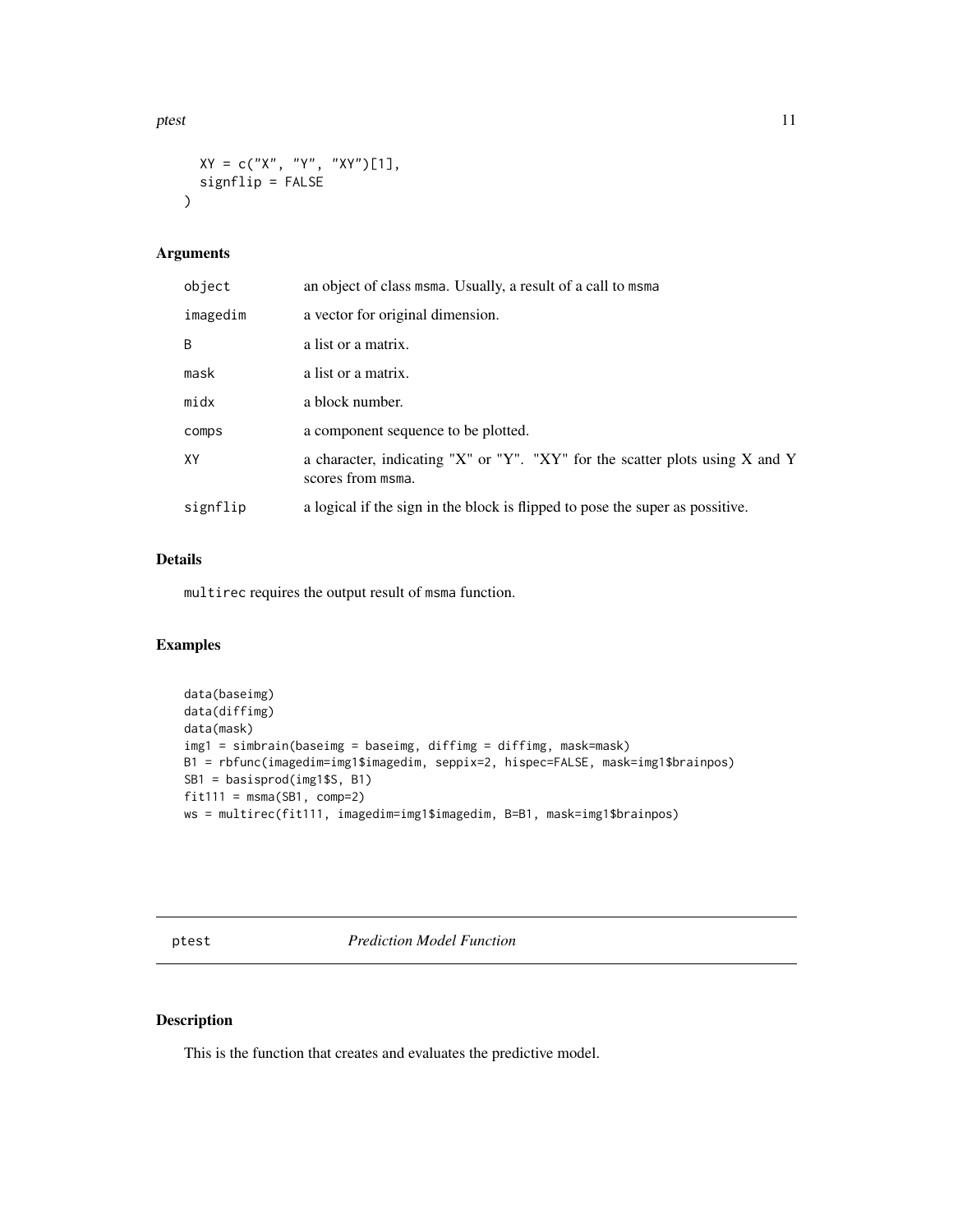```
  XY = c("X", "Y", "XY")[1],
  signflip = FALSE
)
```

### Arguments

| | |
|---|---|
| object | an object of class msma. Usually, a result of a call to msma |
| imagedim | a vector for original dimension. |
| B | a list or a matrix. |
| mask | a list or a matrix. |
| midx | a block number. |
| comps | a component sequence to be plotted. |
| XY | a character, indicating "X" or "Y". "XY" for the scatter plots using X and Y scores from msma. |
| signflip | a logical if the sign in the block is flipped to pose the super as possitive. |

### Details

multirec requires the output result of msma function.

### Examples

```
data(baseimg)
data(diffimg)
data(mask)
img1 = simbrain(baseimg = baseimg, diffimg = diffimg, mask=mask)
B1 = rbfunc(imagedim=img1$imagedim, seppix=2, hispec=FALSE, mask=img1$brainpos)
SB1 = basisprod(img1$S, B1)
fit111 = msma(SB1, comp=2)
ws = multirec(fit111, imagedim=img1$imagedim, B=B1, mask=img1$brainpos)
```

## ptest *Prediction Model Function*

### Description

This is the function that creates and evaluates the predictive model.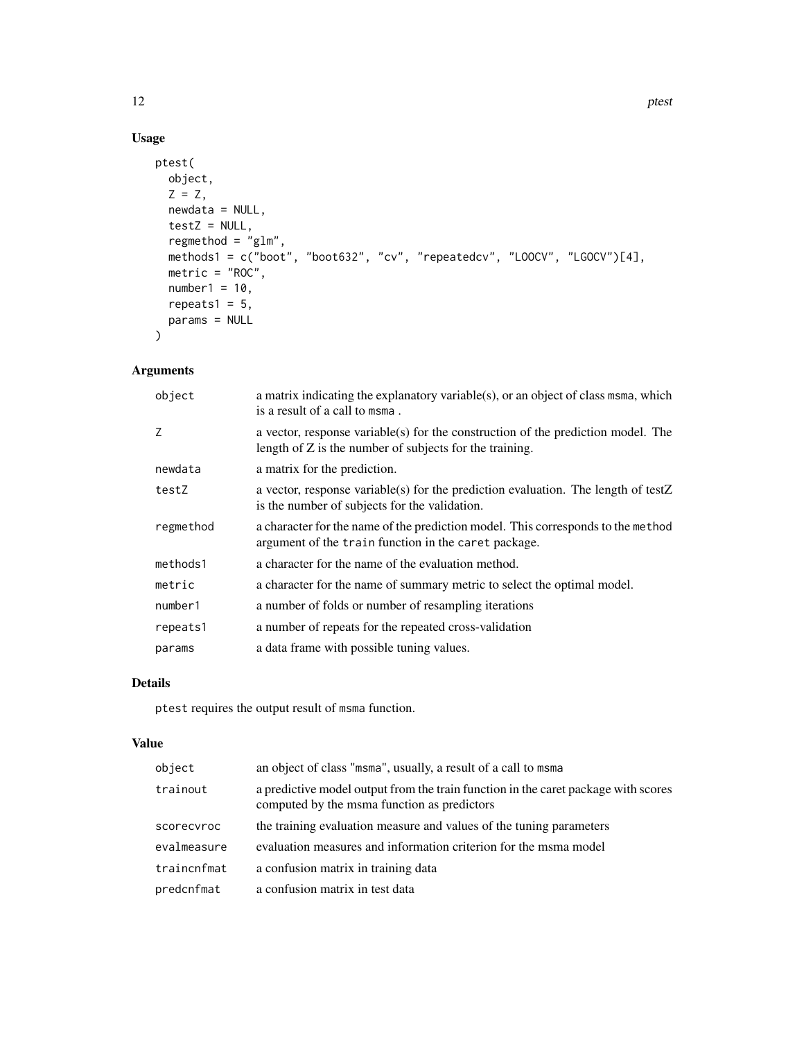## Usage

```
ptest(
  object,
  Z = Z,
  newdata = NULL,
  testZ = NULL,
  regmethod = "glm",
  methods1 = c("boot", "boot632", "cv", "repeatedcv", "LOOCV", "LGOCV")[4],
  metric = "ROC",
  number1 = 10,
  repeats1 = 5,
  params = NULL
)
```

## Arguments

| | |
|---|---|
| `object` | a matrix indicating the explanatory variable(s), or an object of class `msma`, which is a result of a call to `msma` . |
| `Z` | a vector, response variable(s) for the construction of the prediction model. The length of Z is the number of subjects for the training. |
| `newdata` | a matrix for the prediction. |
| `testZ` | a vector, response variable(s) for the prediction evaluation. The length of testZ is the number of subjects for the validation. |
| `regmethod` | a character for the name of the prediction model. This corresponds to the `method` argument of the `train` function in the `caret` package. |
| `methods1` | a character for the name of the evaluation method. |
| `metric` | a character for the name of summary metric to select the optimal model. |
| `number1` | a number of folds or number of resampling iterations |
| `repeats1` | a number of repeats for the repeated cross-validation |
| `params` | a data frame with possible tuning values. |

## Details

`ptest` requires the output result of `msma` function.

## Value

| | |
|---|---|
| `object` | an object of class "`msma`", usually, a result of a call to `msma` |
| `trainout` | a predictive model output from the train function in the caret package with scores computed by the msma function as predictors |
| `scorecvroc` | the training evaluation measure and values of the tuning parameters |
| `evalmeasure` | evaluation measures and information criterion for the msma model |
| `traincnfmat` | a confusion matrix in training data |
| `predcnfmat` | a confusion matrix in test data |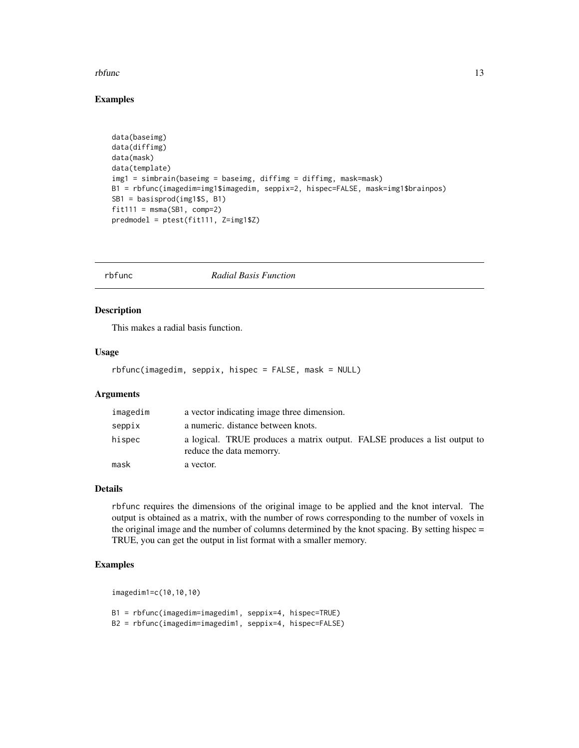## Examples

```
data(baseimg)
data(diffimg)
data(mask)
data(template)
img1 = simbrain(baseimg = baseimg, diffimg = diffimg, mask=mask)
B1 = rbfunc(imagedim=img1$imagedim, seppix=2, hispec=FALSE, mask=img1$brainpos)
SB1 = basisprod(img1$S, B1)
fit111 = msma(SB1, comp=2)
predmodel = ptest(fit111, Z=img1$Z)
```

---

# rbfunc — *Radial Basis Function*

## Description

This makes a radial basis function.

## Usage

```
rbfunc(imagedim, seppix, hispec = FALSE, mask = NULL)
```

## Arguments

| | |
|---|---|
| imagedim | a vector indicating image three dimension. |
| seppix | a numeric. distance between knots. |
| hispec | a logical. TRUE produces a matrix output. FALSE produces a list output to reduce the data memorry. |
| mask | a vector. |

## Details

rbfunc requires the dimensions of the original image to be applied and the knot interval. The output is obtained as a matrix, with the number of rows corresponding to the number of voxels in the original image and the number of columns determined by the knot spacing. By setting hispec = TRUE, you can get the output in list format with a smaller memory.

## Examples

```
imagedim1=c(10,10,10)

B1 = rbfunc(imagedim=imagedim1, seppix=4, hispec=TRUE)
B2 = rbfunc(imagedim=imagedim1, seppix=4, hispec=FALSE)
```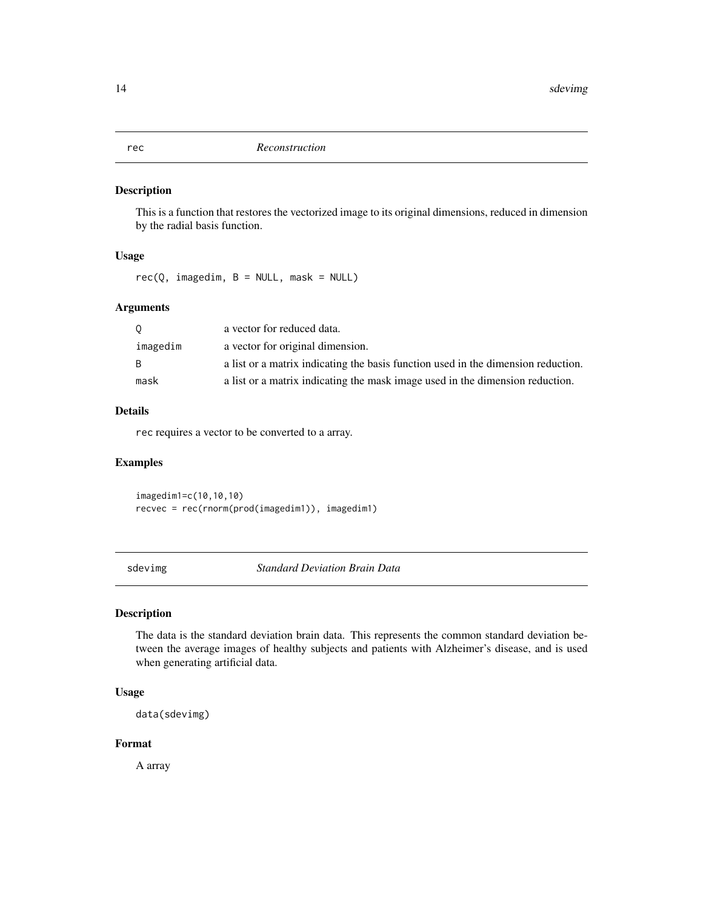## rec *Reconstruction*

### Description

This is a function that restores the vectorized image to its original dimensions, reduced in dimension by the radial basis function.

### Usage

```
rec(Q, imagedim, B = NULL, mask = NULL)
```

### Arguments

| | |
|---|---|
| Q | a vector for reduced data. |
| imagedim | a vector for original dimension. |
| B | a list or a matrix indicating the basis function used in the dimension reduction. |
| mask | a list or a matrix indicating the mask image used in the dimension reduction. |

### Details

rec requires a vector to be converted to a array.

### Examples

```
imagedim1=c(10,10,10)
recvec = rec(rnorm(prod(imagedim1)), imagedim1)
```

## sdevimg *Standard Deviation Brain Data*

### Description

The data is the standard deviation brain data. This represents the common standard deviation between the average images of healthy subjects and patients with Alzheimer's disease, and is used when generating artificial data.

### Usage

```
data(sdevimg)
```

### Format

A array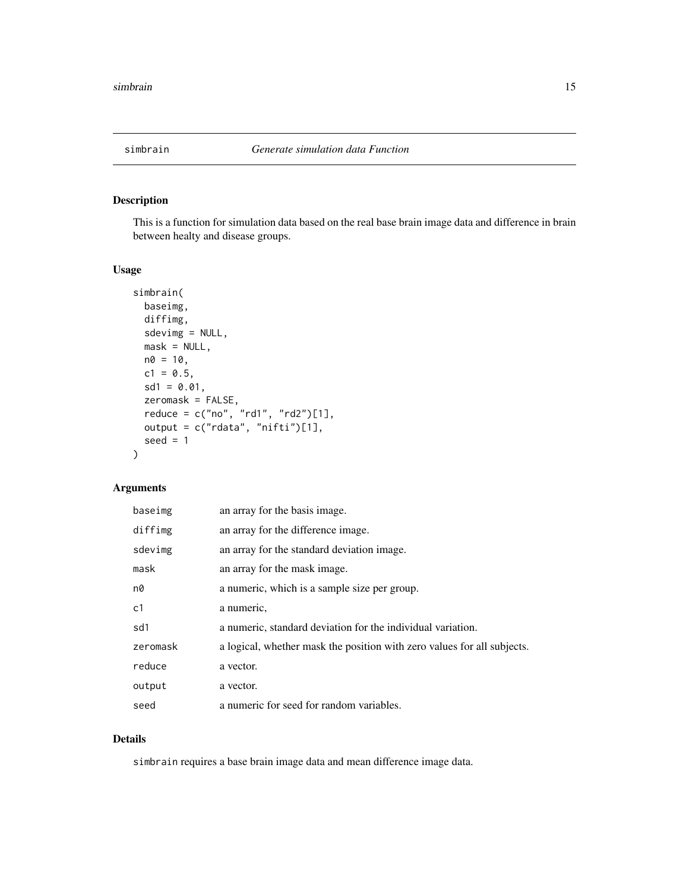# simbrain — *Generate simulation data Function*

## Description

This is a function for simulation data based on the real base brain image data and difference in brain between healty and disease groups.

## Usage

```
simbrain(
  baseimg,
  diffimg,
  sdevimg = NULL,
  mask = NULL,
  n0 = 10,
  c1 = 0.5,
  sd1 = 0.01,
  zeromask = FALSE,
  reduce = c("no", "rd1", "rd2")[1],
  output = c("rdata", "nifti")[1],
  seed = 1
)
```

## Arguments

| | |
|---|---|
| baseimg | an array for the basis image. |
| diffimg | an array for the difference image. |
| sdevimg | an array for the standard deviation image. |
| mask | an array for the mask image. |
| n0 | a numeric, which is a sample size per group. |
| c1 | a numeric, |
| sd1 | a numeric, standard deviation for the individual variation. |
| zeromask | a logical, whether mask the position with zero values for all subjects. |
| reduce | a vector. |
| output | a vector. |
| seed | a numeric for seed for random variables. |

## Details

simbrain requires a base brain image data and mean difference image data.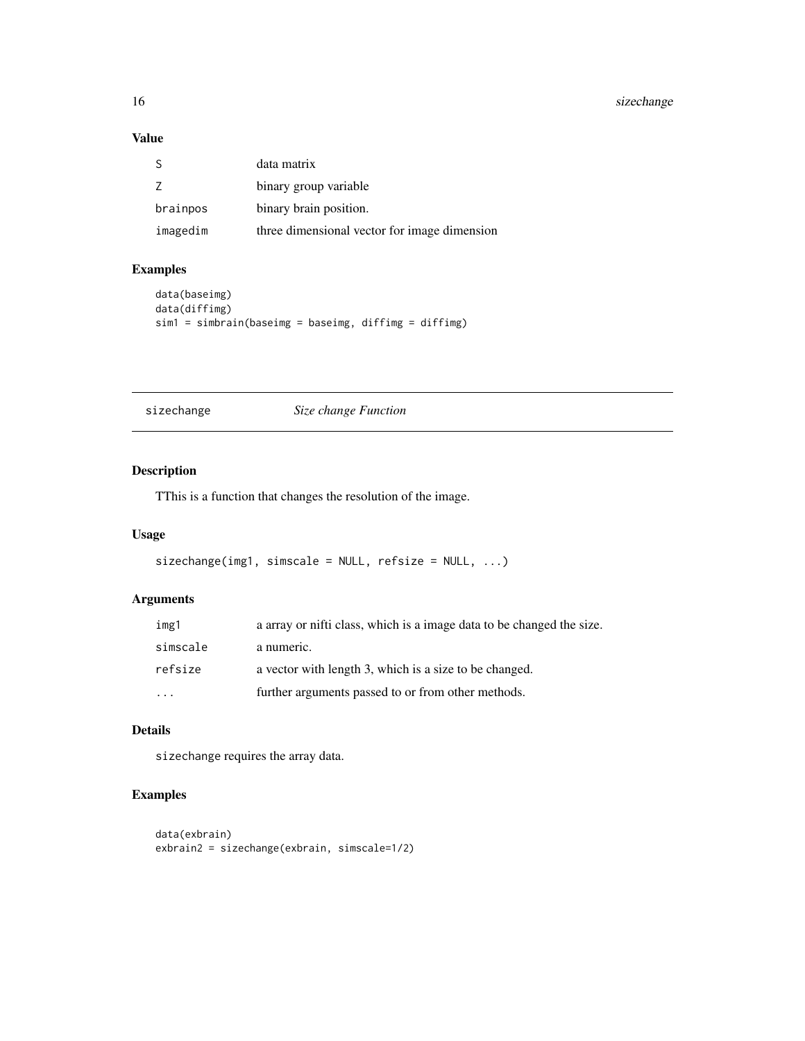### Value

| | |
|---|---|
| S | data matrix |
| Z | binary group variable |
| brainpos | binary brain position. |
| imagedim | three dimensional vector for image dimension |

### Examples

```
data(baseimg)
data(diffimg)
sim1 = simbrain(baseimg = baseimg, diffimg = diffimg)
```

---

## sizechange *Size change Function*

---

### Description

TThis is a function that changes the resolution of the image.

### Usage

```
sizechange(img1, simscale = NULL, refsize = NULL, ...)
```

### Arguments

| | |
|---|---|
| img1 | a array or nifti class, which is a image data to be changed the size. |
| simscale | a numeric. |
| refsize | a vector with length 3, which is a size to be changed. |
| ... | further arguments passed to or from other methods. |

### Details

sizechange requires the array data.

### Examples

```
data(exbrain)
exbrain2 = sizechange(exbrain, simscale=1/2)
```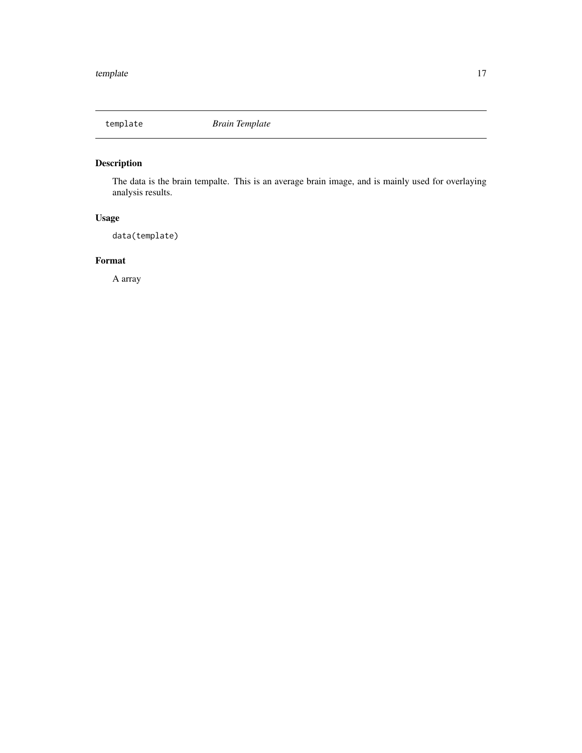`template` *Brain Template*

## Description

The data is the brain tempalte. This is an average brain image, and is mainly used for overlaying analysis results.

## Usage

```
data(template)
```

## Format

A array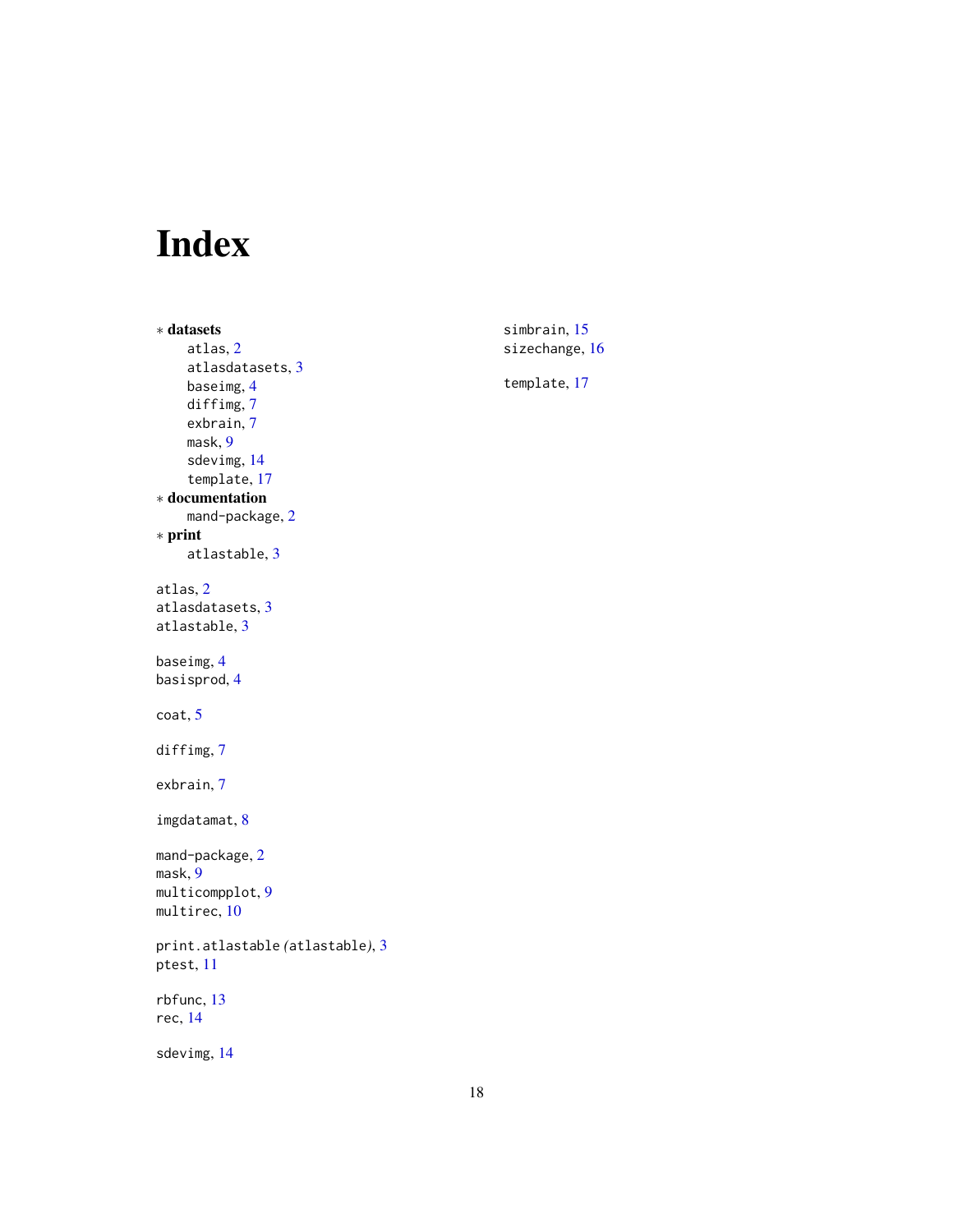# Index

* **datasets**
  - atlas, 2
  - atlasdatasets, 3
  - baseimg, 4
  - diffimg, 7
  - exbrain, 7
  - mask, 9
  - sdevimg, 14
  - template, 17
* **documentation**
  - mand-package, 2
* **print**
  - atlastable, 3

atlas, 2
atlasdatasets, 3
atlastable, 3

baseimg, 4
basisprod, 4

coat, 5

diffimg, 7

exbrain, 7

imgdatamat, 8

mand-package, 2
mask, 9
multicompplot, 9
multirec, 10

print.atlastable (atlastable), 3
ptest, 11

rbfunc, 13
rec, 14

sdevimg, 14
simbrain, 15
sizechange, 16

template, 17